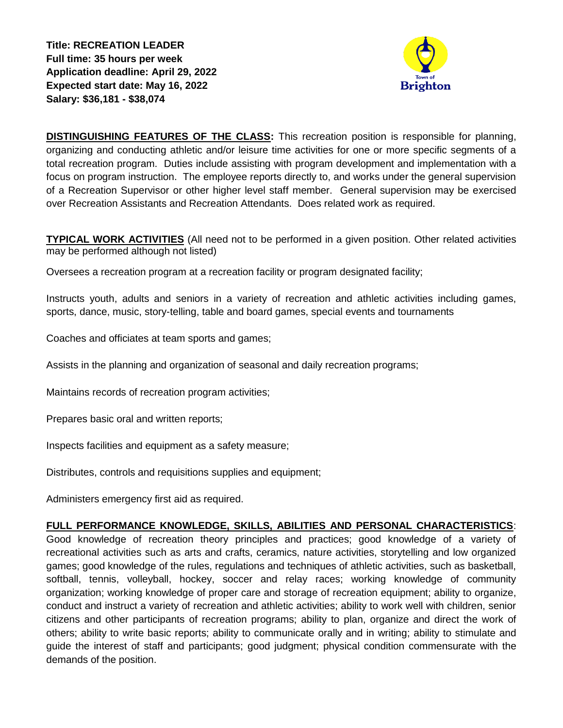**Title: RECREATION LEADER**
**Full time: 35 hours per week**
**Application deadline: April 29, 2022**
**Expected start date: May 16, 2022**
**Salary: $36,181 - $38,074**

Town of
Brighton

**DISTINGUISHING FEATURES OF THE CLASS:** This recreation position is responsible for planning, organizing and conducting athletic and/or leisure time activities for one or more specific segments of a total recreation program. Duties include assisting with program development and implementation with a focus on program instruction. The employee reports directly to, and works under the general supervision of a Recreation Supervisor or other higher level staff member. General supervision may be exercised over Recreation Assistants and Recreation Attendants. Does related work as required.

**TYPICAL WORK ACTIVITIES** (All need not to be performed in a given position. Other related activities may be performed although not listed)

Oversees a recreation program at a recreation facility or program designated facility;

Instructs youth, adults and seniors in a variety of recreation and athletic activities including games, sports, dance, music, story-telling, table and board games, special events and tournaments

Coaches and officiates at team sports and games;

Assists in the planning and organization of seasonal and daily recreation programs;

Maintains records of recreation program activities;

Prepares basic oral and written reports;

Inspects facilities and equipment as a safety measure;

Distributes, controls and requisitions supplies and equipment;

Administers emergency first aid as required.

**FULL PERFORMANCE KNOWLEDGE, SKILLS, ABILITIES AND PERSONAL CHARACTERISTICS**: Good knowledge of recreation theory principles and practices; good knowledge of a variety of recreational activities such as arts and crafts, ceramics, nature activities, storytelling and low organized games; good knowledge of the rules, regulations and techniques of athletic activities, such as basketball, softball, tennis, volleyball, hockey, soccer and relay races; working knowledge of community organization; working knowledge of proper care and storage of recreation equipment; ability to organize, conduct and instruct a variety of recreation and athletic activities; ability to work well with children, senior citizens and other participants of recreation programs; ability to plan, organize and direct the work of others; ability to write basic reports; ability to communicate orally and in writing; ability to stimulate and guide the interest of staff and participants; good judgment; physical condition commensurate with the demands of the position.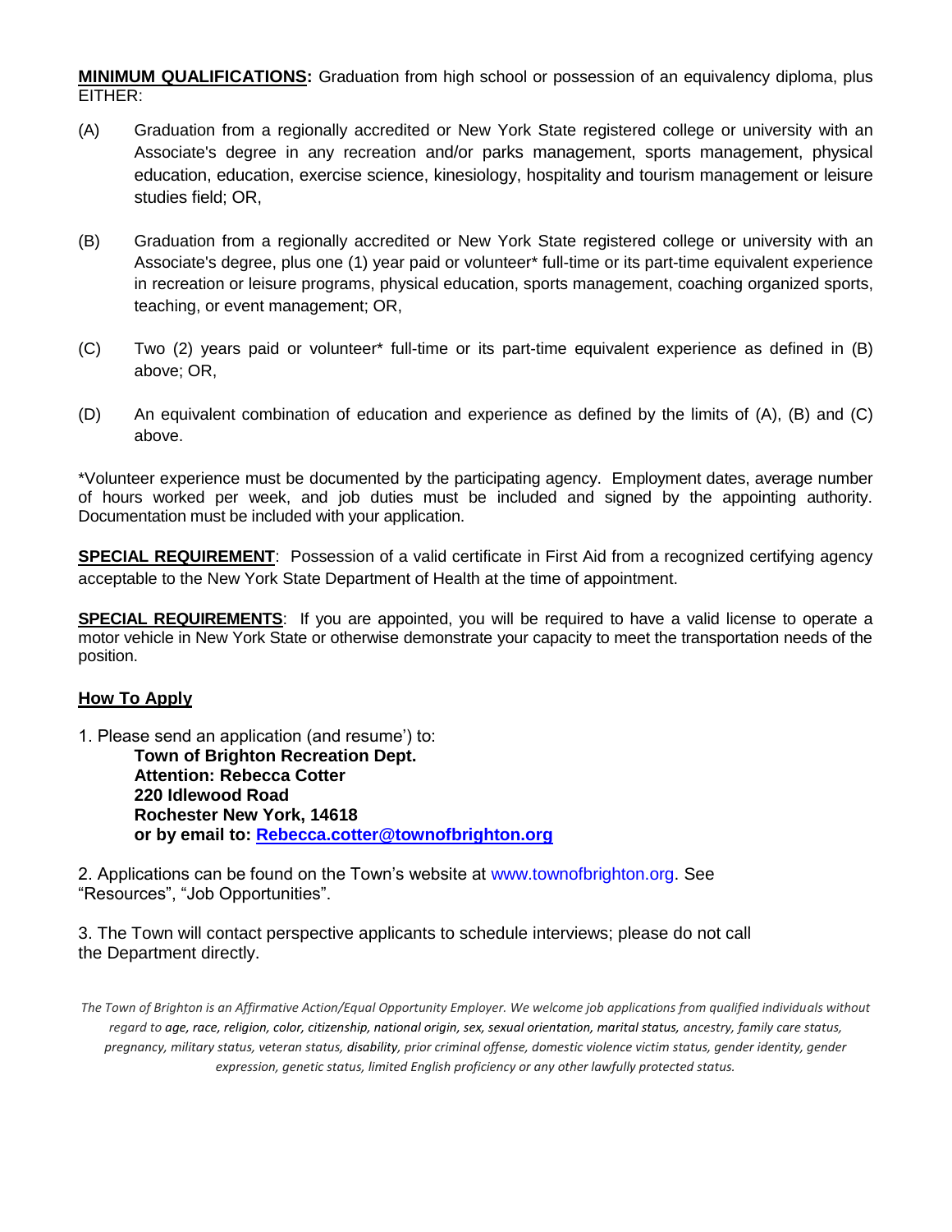**MINIMUM QUALIFICATIONS:** Graduation from high school or possession of an equivalency diploma, plus EITHER:

(A) Graduation from a regionally accredited or New York State registered college or university with an Associate's degree in any recreation and/or parks management, sports management, physical education, education, exercise science, kinesiology, hospitality and tourism management or leisure studies field; OR,

(B) Graduation from a regionally accredited or New York State registered college or university with an Associate's degree, plus one (1) year paid or volunteer* full-time or its part-time equivalent experience in recreation or leisure programs, physical education, sports management, coaching organized sports, teaching, or event management; OR,

(C) Two (2) years paid or volunteer* full-time or its part-time equivalent experience as defined in (B) above; OR,

(D) An equivalent combination of education and experience as defined by the limits of (A), (B) and (C) above.

*Volunteer experience must be documented by the participating agency. Employment dates, average number of hours worked per week, and job duties must be included and signed by the appointing authority. Documentation must be included with your application.

**SPECIAL REQUIREMENT**: Possession of a valid certificate in First Aid from a recognized certifying agency acceptable to the New York State Department of Health at the time of appointment.

**SPECIAL REQUIREMENTS**: If you are appointed, you will be required to have a valid license to operate a motor vehicle in New York State or otherwise demonstrate your capacity to meet the transportation needs of the position.

## How To Apply

1. Please send an application (and resume') to:

   **Town of Brighton Recreation Dept.**
   **Attention: Rebecca Cotter**
   **220 Idlewood Road**
   **Rochester New York, 14618**
   **or by email to: Rebecca.cotter@townofbrighton.org**

2. Applications can be found on the Town's website at www.townofbrighton.org. See "Resources", "Job Opportunities".

3. The Town will contact perspective applicants to schedule interviews; please do not call the Department directly.

*The Town of Brighton is an Affirmative Action/Equal Opportunity Employer. We welcome job applications from qualified individuals without regard to age, race, religion, color, citizenship, national origin, sex, sexual orientation, marital status, ancestry, family care status, pregnancy, military status, veteran status, disability, prior criminal offense, domestic violence victim status, gender identity, gender expression, genetic status, limited English proficiency or any other lawfully protected status.*